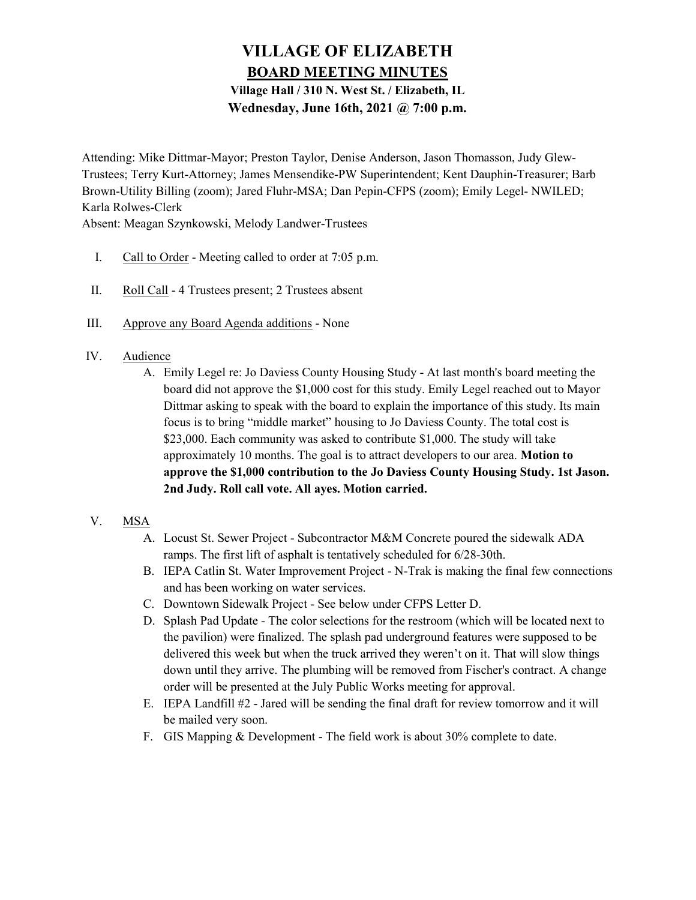# VILLAGE OF ELIZABETH

## BOARD MEETING MINUTES

### Village Hall / 310 N. West St. / Elizabeth, IL

### Wednesday, June 16th, 2021 @ 7:00 p.m.

Attending: Mike Dittmar-Mayor; Preston Taylor, Denise Anderson, Jason Thomasson, Judy Glew-Trustees; Terry Kurt-Attorney; James Mensendike-PW Superintendent; Kent Dauphin-Treasurer; Barb Brown-Utility Billing (zoom); Jared Fluhr-MSA; Dan Pepin-CFPS (zoom); Emily Legel- NWILED; Karla Rolwes-Clerk

Absent: Meagan Szynkowski, Melody Landwer-Trustees

I. Call to Order - Meeting called to order at 7:05 p.m.

II. Roll Call - 4 Trustees present; 2 Trustees absent

III. Approve any Board Agenda additions - None

IV. Audience

A. Emily Legel re: Jo Daviess County Housing Study - At last month's board meeting the board did not approve the $1,000 cost for this study. Emily Legel reached out to Mayor Dittmar asking to speak with the board to explain the importance of this study. Its main focus is to bring "middle market" housing to Jo Daviess County. The total cost is $23,000. Each community was asked to contribute $1,000. The study will take approximately 10 months. The goal is to attract developers to our area. **Motion to approve the $1,000 contribution to the Jo Daviess County Housing Study. 1st Jason. 2nd Judy. Roll call vote. All ayes. Motion carried.**

V. MSA

A. Locust St. Sewer Project - Subcontractor M&M Concrete poured the sidewalk ADA ramps. The first lift of asphalt is tentatively scheduled for 6/28-30th.

B. IEPA Catlin St. Water Improvement Project - N-Trak is making the final few connections and has been working on water services.

C. Downtown Sidewalk Project - See below under CFPS Letter D.

D. Splash Pad Update - The color selections for the restroom (which will be located next to the pavilion) were finalized. The splash pad underground features were supposed to be delivered this week but when the truck arrived they weren't on it. That will slow things down until they arrive. The plumbing will be removed from Fischer's contract. A change order will be presented at the July Public Works meeting for approval.

E. IEPA Landfill #2 - Jared will be sending the final draft for review tomorrow and it will be mailed very soon.

F. GIS Mapping & Development - The field work is about 30% complete to date.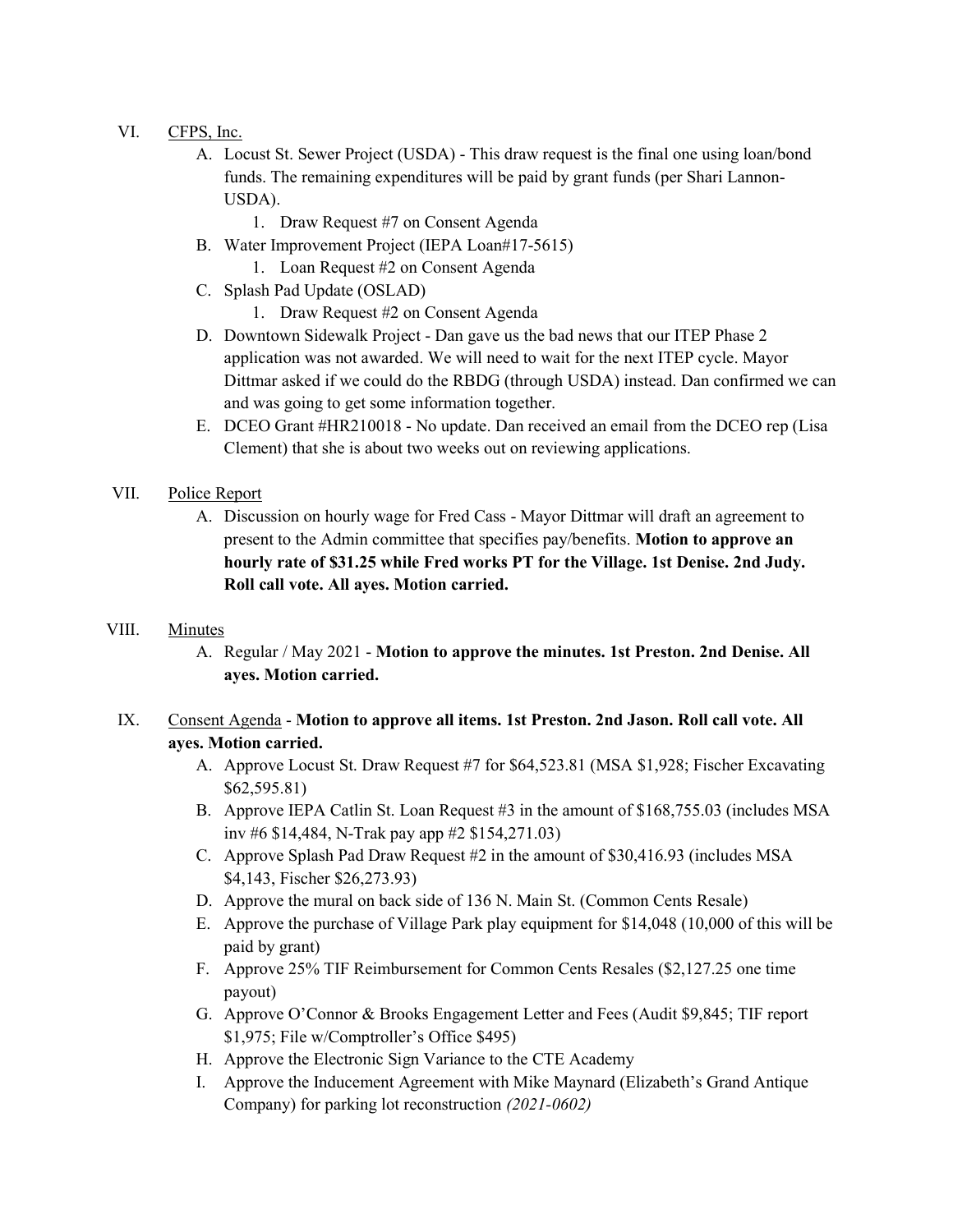VI. <u>CFPS, Inc.</u>

   A. Locust St. Sewer Project (USDA) - This draw request is the final one using loan/bond funds. The remaining expenditures will be paid by grant funds (per Shari Lannon-USDA).
      1. Draw Request #7 on Consent Agenda

   B. Water Improvement Project (IEPA Loan#17-5615)
      1. Loan Request #2 on Consent Agenda

   C. Splash Pad Update (OSLAD)
      1. Draw Request #2 on Consent Agenda

   D. Downtown Sidewalk Project - Dan gave us the bad news that our ITEP Phase 2 application was not awarded. We will need to wait for the next ITEP cycle. Mayor Dittmar asked if we could do the RBDG (through USDA) instead. Dan confirmed we can and was going to get some information together.

   E. DCEO Grant #HR210018 - No update. Dan received an email from the DCEO rep (Lisa Clement) that she is about two weeks out on reviewing applications.

VII. <u>Police Report</u>

   A. Discussion on hourly wage for Fred Cass - Mayor Dittmar will draft an agreement to present to the Admin committee that specifies pay/benefits. **Motion to approve an hourly rate of $31.25 while Fred works PT for the Village. 1st Denise. 2nd Judy. Roll call vote. All ayes. Motion carried.**

VIII. <u>Minutes</u>

   A. Regular / May 2021 - **Motion to approve the minutes. 1st Preston. 2nd Denise. All ayes. Motion carried.**

IX. <u>Consent Agenda</u> - **Motion to approve all items. 1st Preston. 2nd Jason. Roll call vote. All ayes. Motion carried.**

   A. Approve Locust St. Draw Request #7 for $64,523.81 (MSA $1,928; Fischer Excavating $62,595.81)
   B. Approve IEPA Catlin St. Loan Request #3 in the amount of $168,755.03 (includes MSA inv #6 $14,484, N-Trak pay app #2 $154,271.03)
   C. Approve Splash Pad Draw Request #2 in the amount of $30,416.93 (includes MSA $4,143, Fischer $26,273.93)
   D. Approve the mural on back side of 136 N. Main St. (Common Cents Resale)
   E. Approve the purchase of Village Park play equipment for $14,048 (10,000 of this will be paid by grant)
   F. Approve 25% TIF Reimbursement for Common Cents Resales ($2,127.25 one time payout)
   G. Approve O'Connor & Brooks Engagement Letter and Fees (Audit $9,845; TIF report $1,975; File w/Comptroller's Office $495)
   H. Approve the Electronic Sign Variance to the CTE Academy
   I. Approve the Inducement Agreement with Mike Maynard (Elizabeth's Grand Antique Company) for parking lot reconstruction *(2021-0602)*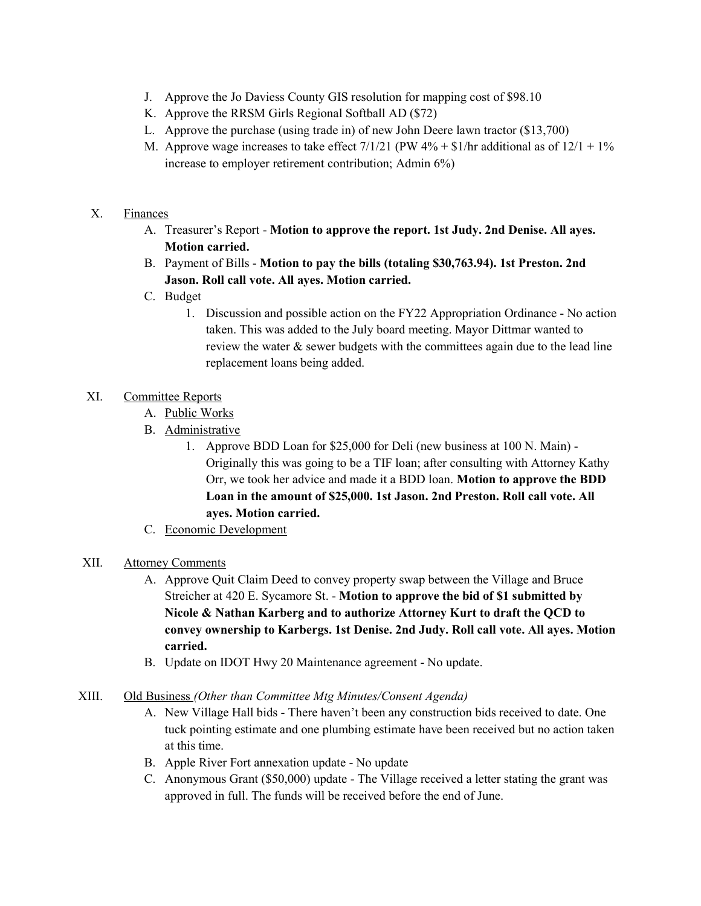J. Approve the Jo Daviess County GIS resolution for mapping cost of $98.10
K. Approve the RRSM Girls Regional Softball AD ($72)
L. Approve the purchase (using trade in) of new John Deere lawn tractor ($13,700)
M. Approve wage increases to take effect 7/1/21 (PW 4% + $1/hr additional as of 12/1 + 1% increase to employer retirement contribution; Admin 6%)

X. <u>Finances</u>

A. Treasurer's Report - **Motion to approve the report. 1st Judy. 2nd Denise. All ayes. Motion carried.**
B. Payment of Bills - **Motion to pay the bills (totaling $30,763.94). 1st Preston. 2nd Jason. Roll call vote. All ayes. Motion carried.**
C. Budget
    1. Discussion and possible action on the FY22 Appropriation Ordinance - No action taken. This was added to the July board meeting. Mayor Dittmar wanted to review the water & sewer budgets with the committees again due to the lead line replacement loans being added.

XI. <u>Committee Reports</u>

A. <u>Public Works</u>
B. <u>Administrative</u>
    1. Approve BDD Loan for $25,000 for Deli (new business at 100 N. Main) - Originally this was going to be a TIF loan; after consulting with Attorney Kathy Orr, we took her advice and made it a BDD loan. **Motion to approve the BDD Loan in the amount of $25,000. 1st Jason. 2nd Preston. Roll call vote. All ayes. Motion carried.**
C. <u>Economic Development</u>

XII. <u>Attorney Comments</u>

A. Approve Quit Claim Deed to convey property swap between the Village and Bruce Streicher at 420 E. Sycamore St. - **Motion to approve the bid of $1 submitted by Nicole & Nathan Karberg and to authorize Attorney Kurt to draft the QCD to convey ownership to Karbergs. 1st Denise. 2nd Judy. Roll call vote. All ayes. Motion carried.**
B. Update on IDOT Hwy 20 Maintenance agreement - No update.

XIII. <u>Old Business</u> *(Other than Committee Mtg Minutes/Consent Agenda)*

A. New Village Hall bids - There haven't been any construction bids received to date. One tuck pointing estimate and one plumbing estimate have been received but no action taken at this time.
B. Apple River Fort annexation update - No update
C. Anonymous Grant ($50,000) update - The Village received a letter stating the grant was approved in full. The funds will be received before the end of June.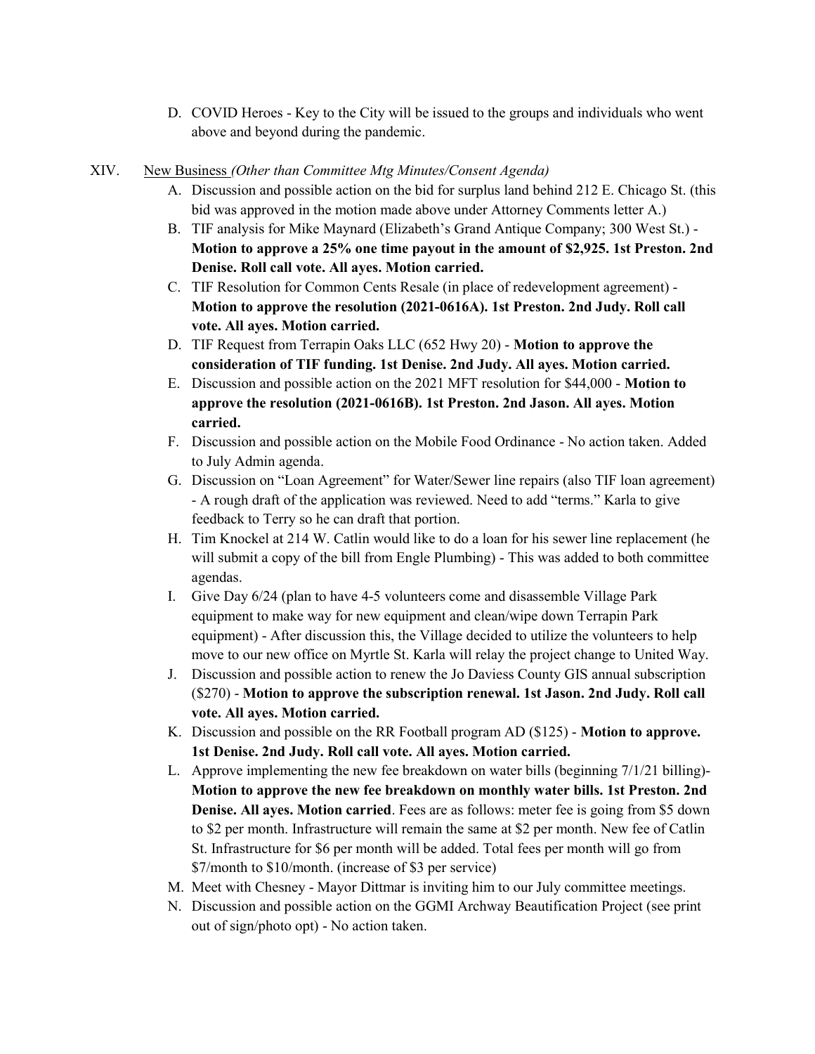D. COVID Heroes - Key to the City will be issued to the groups and individuals who went above and beyond during the pandemic.

XIV. New Business *(Other than Committee Mtg Minutes/Consent Agenda)*

A. Discussion and possible action on the bid for surplus land behind 212 E. Chicago St. (this bid was approved in the motion made above under Attorney Comments letter A.)

B. TIF analysis for Mike Maynard (Elizabeth's Grand Antique Company; 300 West St.) - **Motion to approve a 25% one time payout in the amount of $2,925. 1st Preston. 2nd Denise. Roll call vote. All ayes. Motion carried.**

C. TIF Resolution for Common Cents Resale (in place of redevelopment agreement) - **Motion to approve the resolution (2021-0616A). 1st Preston. 2nd Judy. Roll call vote. All ayes. Motion carried.**

D. TIF Request from Terrapin Oaks LLC (652 Hwy 20) - **Motion to approve the consideration of TIF funding. 1st Denise. 2nd Judy. All ayes. Motion carried.**

E. Discussion and possible action on the 2021 MFT resolution for $44,000 - **Motion to approve the resolution (2021-0616B). 1st Preston. 2nd Jason. All ayes. Motion carried.**

F. Discussion and possible action on the Mobile Food Ordinance - No action taken. Added to July Admin agenda.

G. Discussion on "Loan Agreement" for Water/Sewer line repairs (also TIF loan agreement) - A rough draft of the application was reviewed. Need to add "terms." Karla to give feedback to Terry so he can draft that portion.

H. Tim Knockel at 214 W. Catlin would like to do a loan for his sewer line replacement (he will submit a copy of the bill from Engle Plumbing) - This was added to both committee agendas.

I. Give Day 6/24 (plan to have 4-5 volunteers come and disassemble Village Park equipment to make way for new equipment and clean/wipe down Terrapin Park equipment) - After discussion this, the Village decided to utilize the volunteers to help move to our new office on Myrtle St. Karla will relay the project change to United Way.

J. Discussion and possible action to renew the Jo Daviess County GIS annual subscription ($270) - **Motion to approve the subscription renewal. 1st Jason. 2nd Judy. Roll call vote. All ayes. Motion carried.**

K. Discussion and possible on the RR Football program AD ($125) - **Motion to approve. 1st Denise. 2nd Judy. Roll call vote. All ayes. Motion carried.**

L. Approve implementing the new fee breakdown on water bills (beginning 7/1/21 billing)- **Motion to approve the new fee breakdown on monthly water bills. 1st Preston. 2nd Denise. All ayes. Motion carried**. Fees are as follows: meter fee is going from $5 down to $2 per month. Infrastructure will remain the same at $2 per month. New fee of Catlin St. Infrastructure for $6 per month will be added. Total fees per month will go from $7/month to $10/month. (increase of $3 per service)

M. Meet with Chesney - Mayor Dittmar is inviting him to our July committee meetings.

N. Discussion and possible action on the GGMI Archway Beautification Project (see print out of sign/photo opt) - No action taken.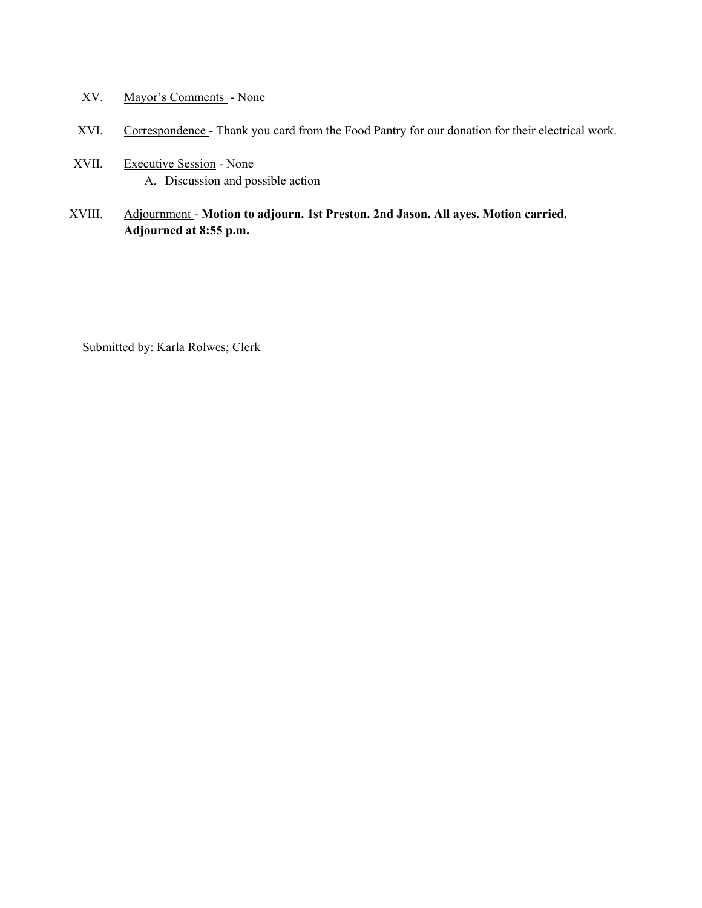XV. Mayor's Comments - None

XVI. Correspondence - Thank you card from the Food Pantry for our donation for their electrical work.

XVII. Executive Session - None

   A. Discussion and possible action

XVIII. Adjournment - **Motion to adjourn. 1st Preston. 2nd Jason. All ayes. Motion carried. Adjourned at 8:55 p.m.**

Submitted by: Karla Rolwes; Clerk